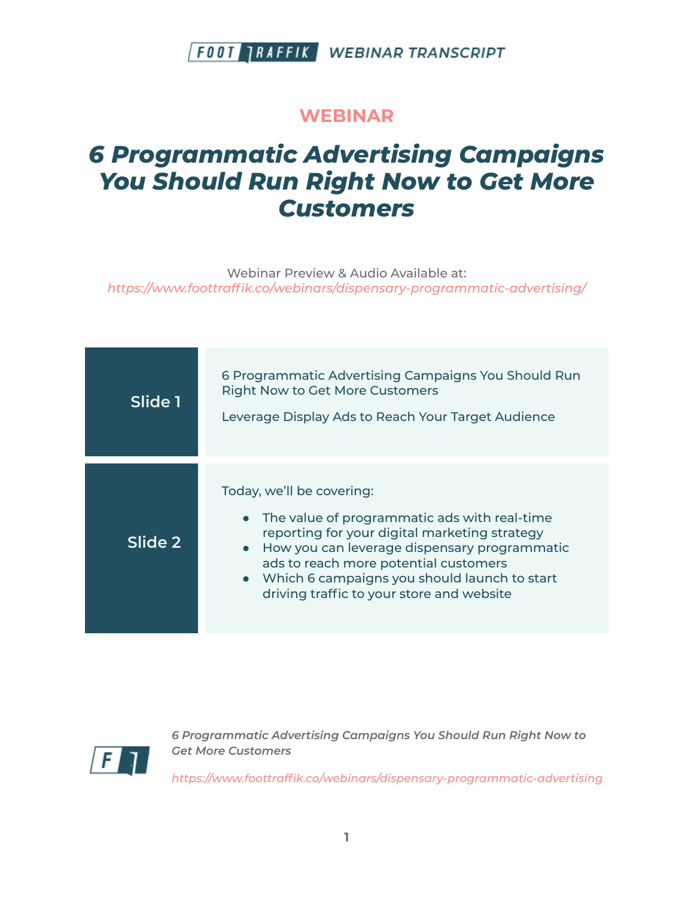# WEBINAR

## *6 Programmatic Advertising Campaigns You Should Run Right Now to Get More Customers*

Webinar Preview & Audio Available at:
*https://www.foottraffik.co/webinars/dispensary-programmatic-advertising/*

| | |
|---|---|
| **Slide 1** | 6 Programmatic Advertising Campaigns You Should Run Right Now to Get More Customers<br><br>Leverage Display Ads to Reach Your Target Audience |
| **Slide 2** | Today, we'll be covering:<br>● The value of programmatic ads with real-time reporting for your digital marketing strategy<br>● How you can leverage dispensary programmatic ads to reach more potential customers<br>● Which 6 campaigns you should launch to start driving traffic to your store and website |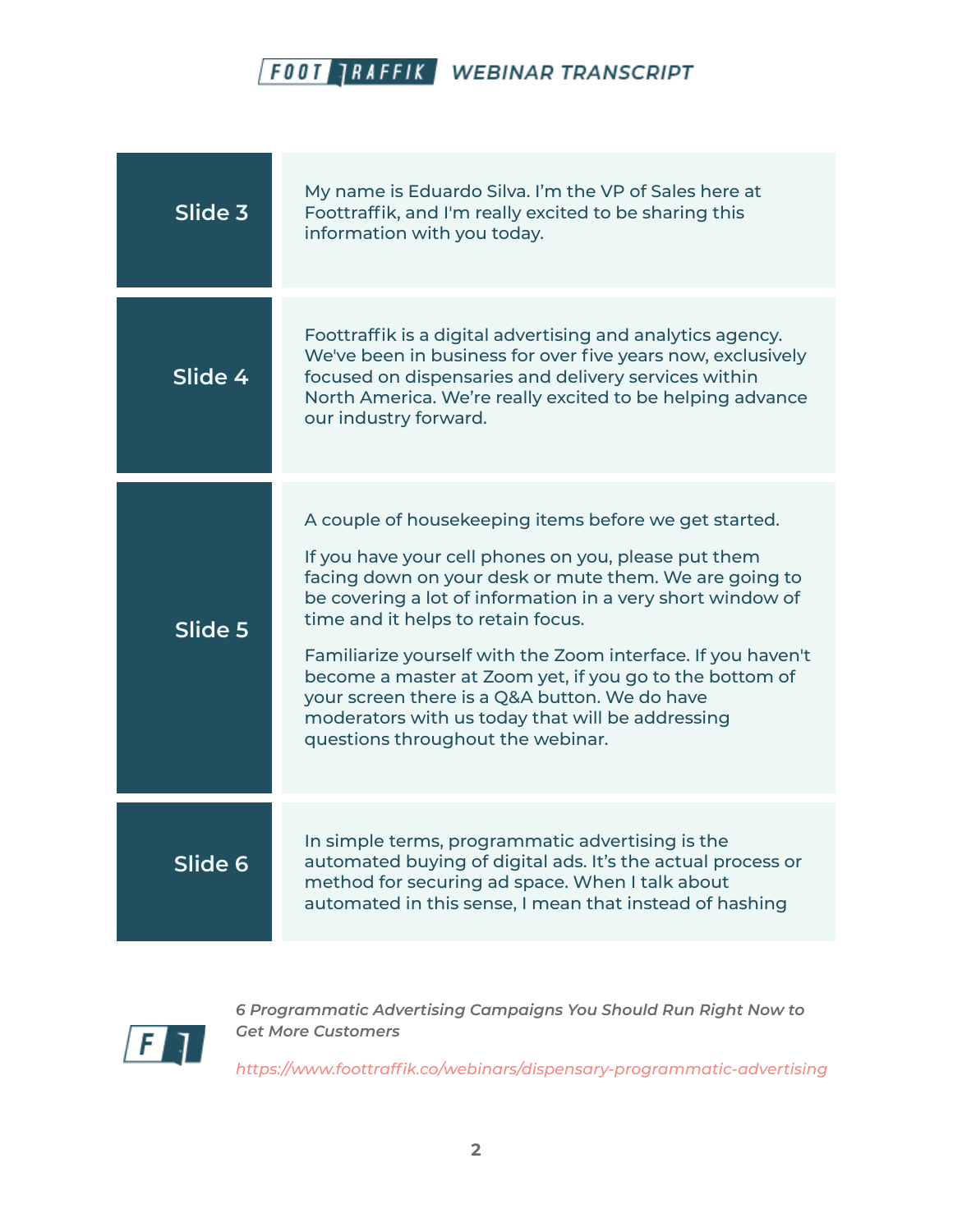| Slide | Transcript |
| --- | --- |
| Slide 3 | My name is Eduardo Silva. I'm the VP of Sales here at Foottraffik, and I'm really excited to be sharing this information with you today. |
| Slide 4 | Foottraffik is a digital advertising and analytics agency. We've been in business for over five years now, exclusively focused on dispensaries and delivery services within North America. We're really excited to be helping advance our industry forward. |
| Slide 5 | A couple of housekeeping items before we get started.<br><br>If you have your cell phones on you, please put them facing down on your desk or mute them. We are going to be covering a lot of information in a very short window of time and it helps to retain focus.<br><br>Familiarize yourself with the Zoom interface. If you haven't become a master at Zoom yet, if you go to the bottom of your screen there is a Q&A button. We do have moderators with us today that will be addressing questions throughout the webinar. |
| Slide 6 | In simple terms, programmatic advertising is the automated buying of digital ads. It's the actual process or method for securing ad space. When I talk about automated in this sense, I mean that instead of hashing |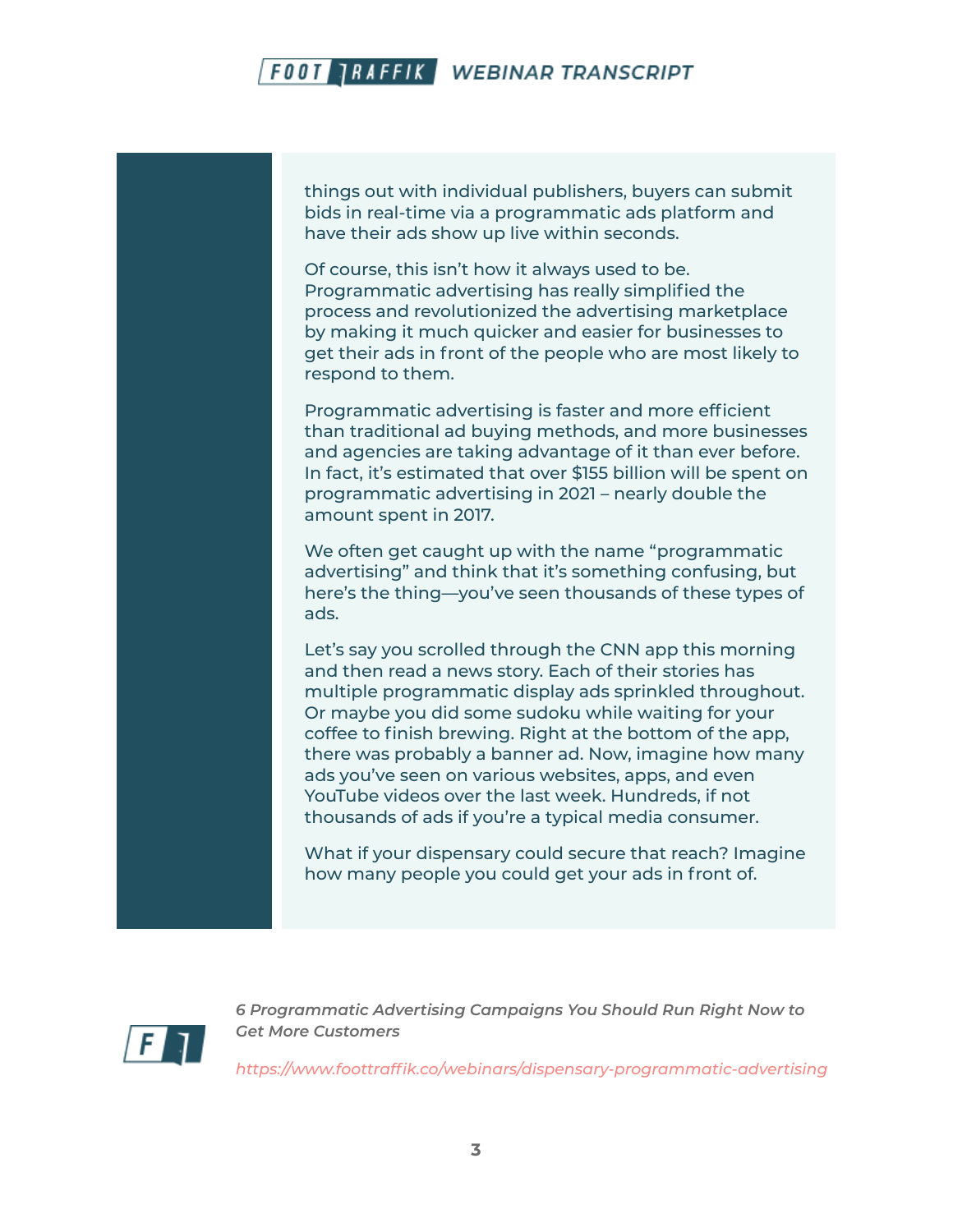things out with individual publishers, buyers can submit bids in real-time via a programmatic ads platform and have their ads show up live within seconds.

Of course, this isn't how it always used to be. Programmatic advertising has really simplified the process and revolutionized the advertising marketplace by making it much quicker and easier for businesses to get their ads in front of the people who are most likely to respond to them.

Programmatic advertising is faster and more efficient than traditional ad buying methods, and more businesses and agencies are taking advantage of it than ever before. In fact, it's estimated that over $155 billion will be spent on programmatic advertising in 2021 – nearly double the amount spent in 2017.

We often get caught up with the name "programmatic advertising" and think that it's something confusing, but here's the thing—you've seen thousands of these types of ads.

Let's say you scrolled through the CNN app this morning and then read a news story. Each of their stories has multiple programmatic display ads sprinkled throughout. Or maybe you did some sudoku while waiting for your coffee to finish brewing. Right at the bottom of the app, there was probably a banner ad. Now, imagine how many ads you've seen on various websites, apps, and even YouTube videos over the last week. Hundreds, if not thousands of ads if you're a typical media consumer.

What if your dispensary could secure that reach? Imagine how many people you could get your ads in front of.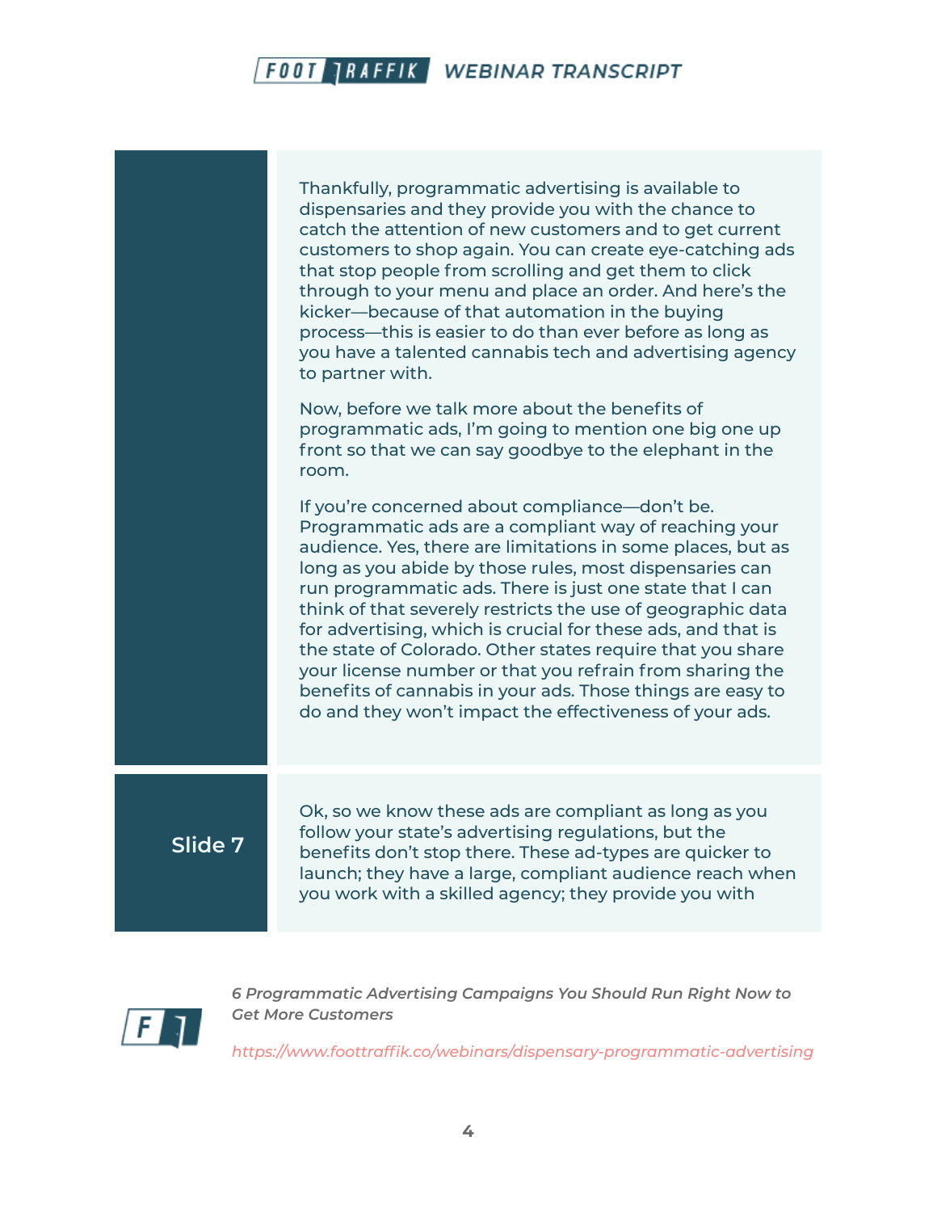Thankfully, programmatic advertising is available to dispensaries and they provide you with the chance to catch the attention of new customers and to get current customers to shop again. You can create eye-catching ads that stop people from scrolling and get them to click through to your menu and place an order. And here's the kicker—because of that automation in the buying process—this is easier to do than ever before as long as you have a talented cannabis tech and advertising agency to partner with.

Now, before we talk more about the benefits of programmatic ads, I'm going to mention one big one up front so that we can say goodbye to the elephant in the room.

If you're concerned about compliance—don't be. Programmatic ads are a compliant way of reaching your audience. Yes, there are limitations in some places, but as long as you abide by those rules, most dispensaries can run programmatic ads. There is just one state that I can think of that severely restricts the use of geographic data for advertising, which is crucial for these ads, and that is the state of Colorado. Other states require that you share your license number or that you refrain from sharing the benefits of cannabis in your ads. Those things are easy to do and they won't impact the effectiveness of your ads.

**Slide 7**

Ok, so we know these ads are compliant as long as you follow your state's advertising regulations, but the benefits don't stop there. These ad-types are quicker to launch; they have a large, compliant audience reach when you work with a skilled agency; they provide you with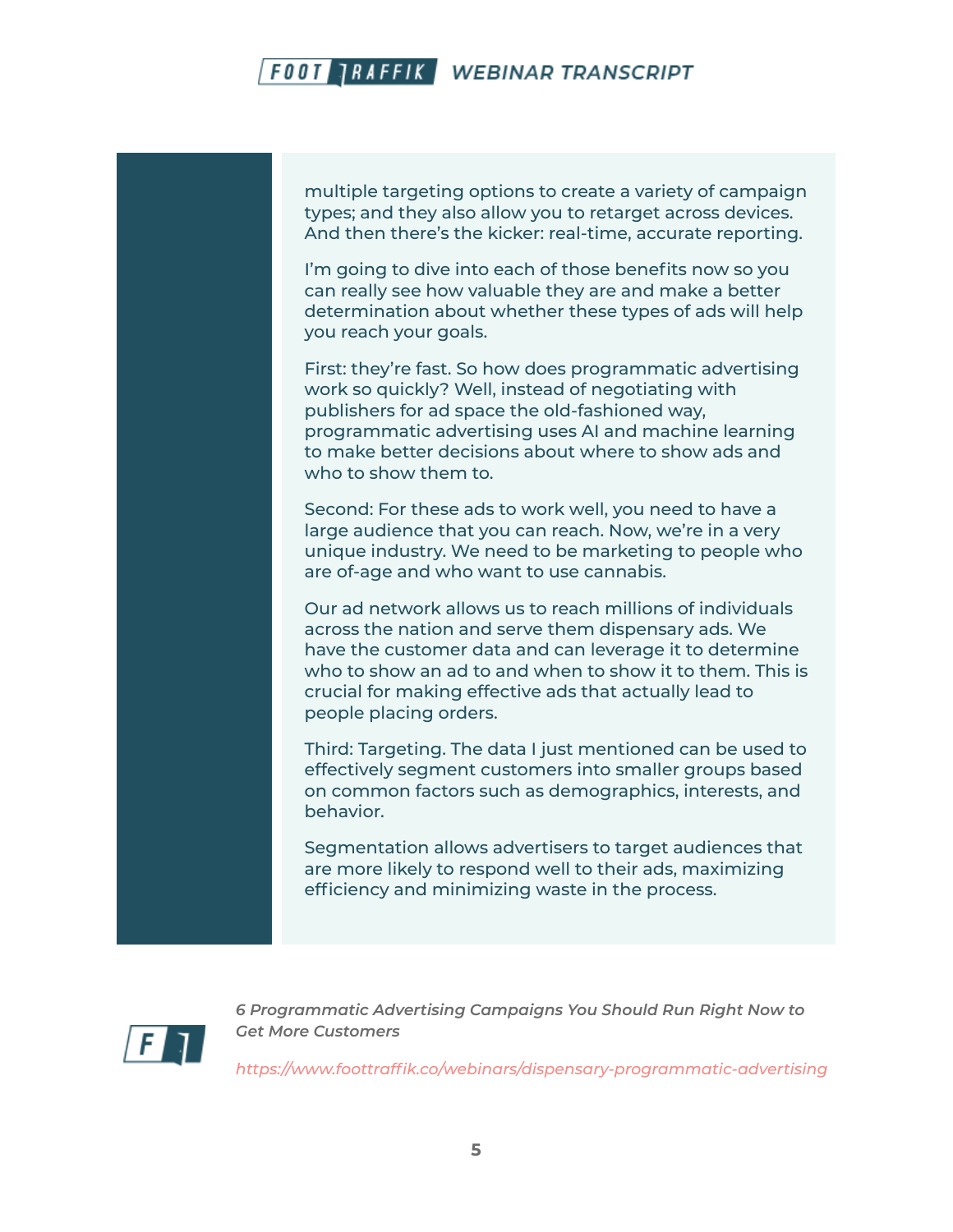multiple targeting options to create a variety of campaign types; and they also allow you to retarget across devices. And then there's the kicker: real-time, accurate reporting.

I'm going to dive into each of those benefits now so you can really see how valuable they are and make a better determination about whether these types of ads will help you reach your goals.

First: they're fast. So how does programmatic advertising work so quickly? Well, instead of negotiating with publishers for ad space the old-fashioned way, programmatic advertising uses AI and machine learning to make better decisions about where to show ads and who to show them to.

Second: For these ads to work well, you need to have a large audience that you can reach. Now, we're in a very unique industry. We need to be marketing to people who are of-age and who want to use cannabis.

Our ad network allows us to reach millions of individuals across the nation and serve them dispensary ads. We have the customer data and can leverage it to determine who to show an ad to and when to show it to them. This is crucial for making effective ads that actually lead to people placing orders.

Third: Targeting. The data I just mentioned can be used to effectively segment customers into smaller groups based on common factors such as demographics, interests, and behavior.

Segmentation allows advertisers to target audiences that are more likely to respond well to their ads, maximizing efficiency and minimizing waste in the process.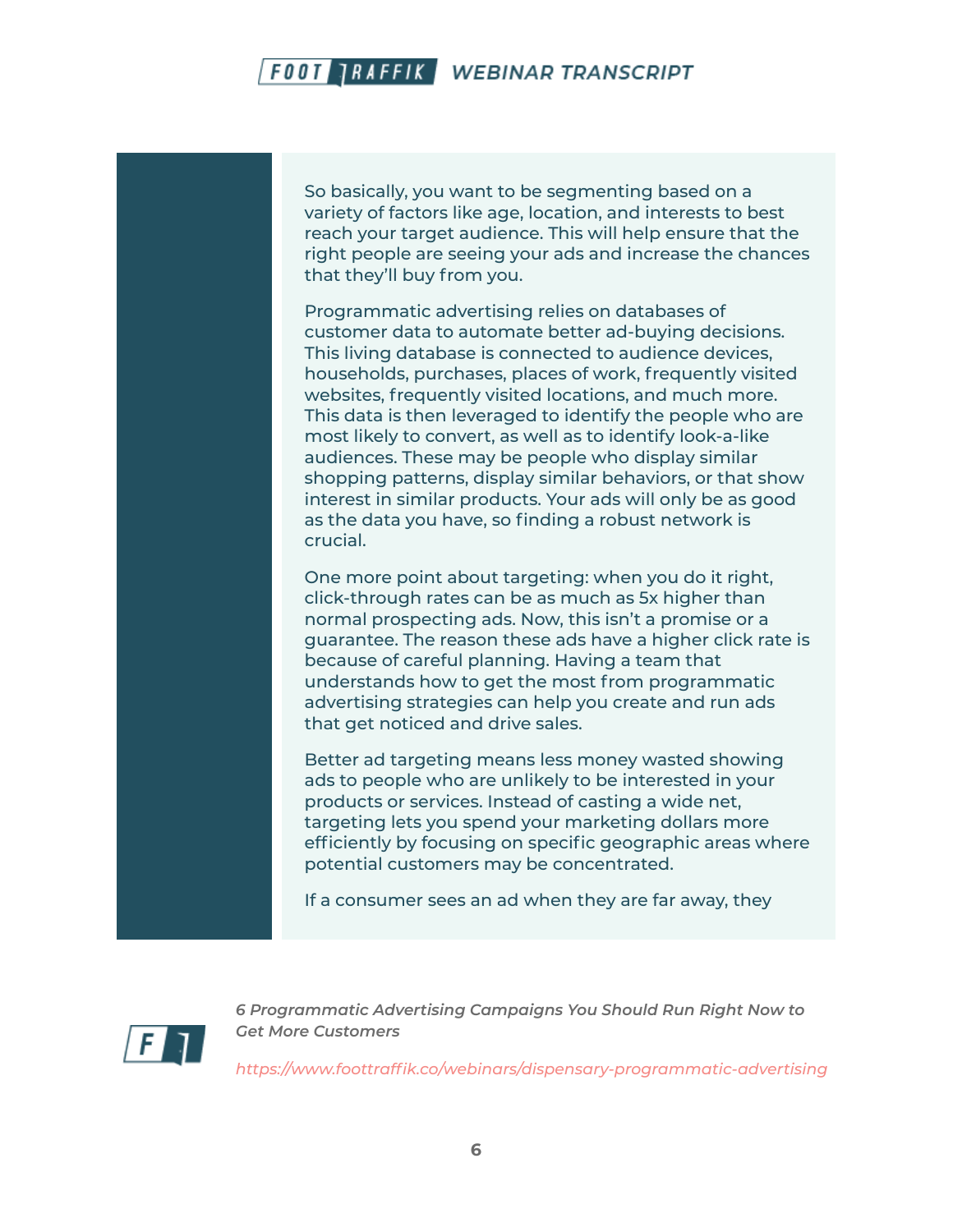So basically, you want to be segmenting based on a variety of factors like age, location, and interests to best reach your target audience. This will help ensure that the right people are seeing your ads and increase the chances that they'll buy from you.

Programmatic advertising relies on databases of customer data to automate better ad-buying decisions. This living database is connected to audience devices, households, purchases, places of work, frequently visited websites, frequently visited locations, and much more. This data is then leveraged to identify the people who are most likely to convert, as well as to identify look-a-like audiences. These may be people who display similar shopping patterns, display similar behaviors, or that show interest in similar products. Your ads will only be as good as the data you have, so finding a robust network is crucial.

One more point about targeting: when you do it right, click-through rates can be as much as 5x higher than normal prospecting ads. Now, this isn't a promise or a guarantee. The reason these ads have a higher click rate is because of careful planning. Having a team that understands how to get the most from programmatic advertising strategies can help you create and run ads that get noticed and drive sales.

Better ad targeting means less money wasted showing ads to people who are unlikely to be interested in your products or services. Instead of casting a wide net, targeting lets you spend your marketing dollars more efficiently by focusing on specific geographic areas where potential customers may be concentrated.

If a consumer sees an ad when they are far away, they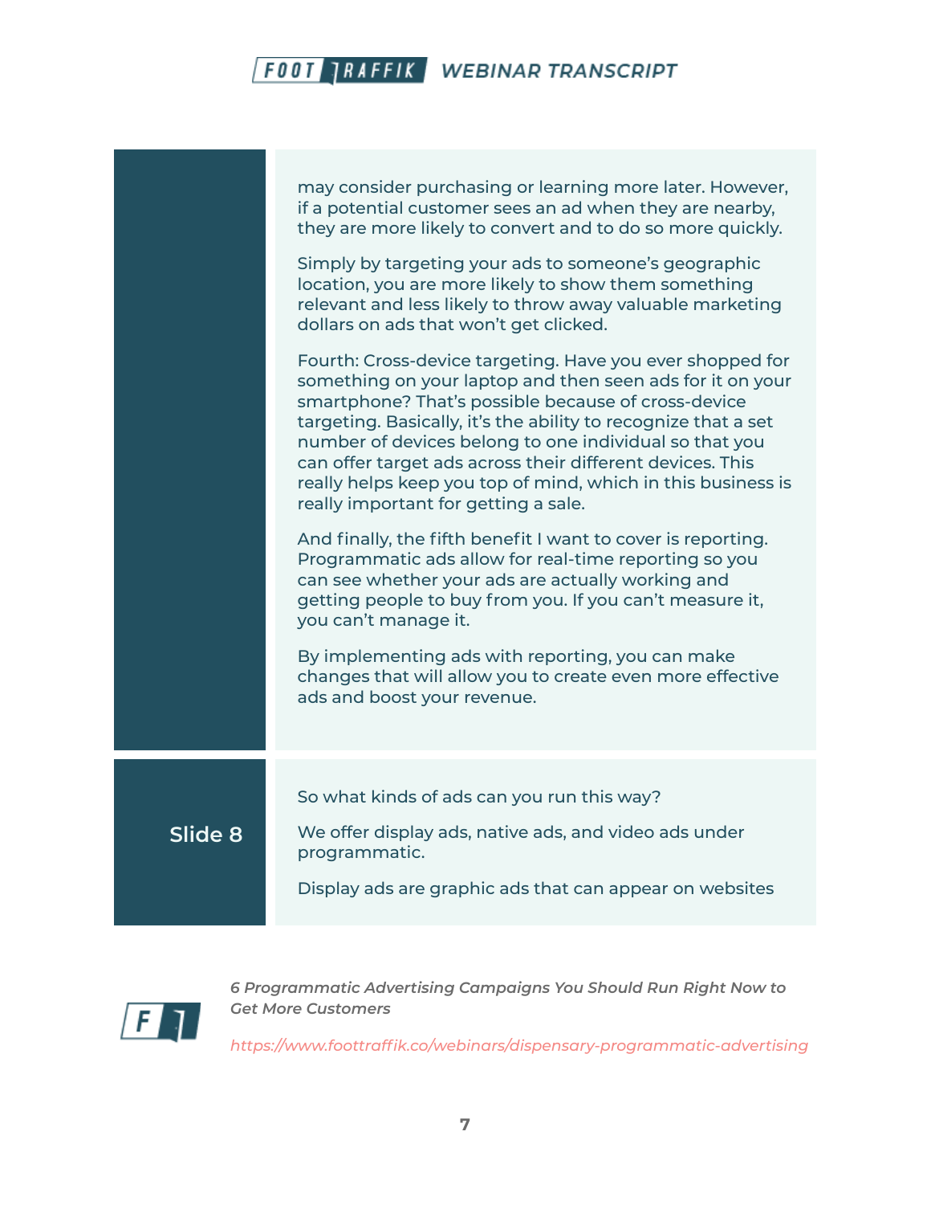may consider purchasing or learning more later. However, if a potential customer sees an ad when they are nearby, they are more likely to convert and to do so more quickly.

Simply by targeting your ads to someone's geographic location, you are more likely to show them something relevant and less likely to throw away valuable marketing dollars on ads that won't get clicked.

Fourth: Cross-device targeting. Have you ever shopped for something on your laptop and then seen ads for it on your smartphone? That's possible because of cross-device targeting. Basically, it's the ability to recognize that a set number of devices belong to one individual so that you can offer target ads across their different devices. This really helps keep you top of mind, which in this business is really important for getting a sale.

And finally, the fifth benefit I want to cover is reporting. Programmatic ads allow for real-time reporting so you can see whether your ads are actually working and getting people to buy from you. If you can't measure it, you can't manage it.

By implementing ads with reporting, you can make changes that will allow you to create even more effective ads and boost your revenue.

## Slide 8

So what kinds of ads can you run this way?

We offer display ads, native ads, and video ads under programmatic.

Display ads are graphic ads that can appear on websites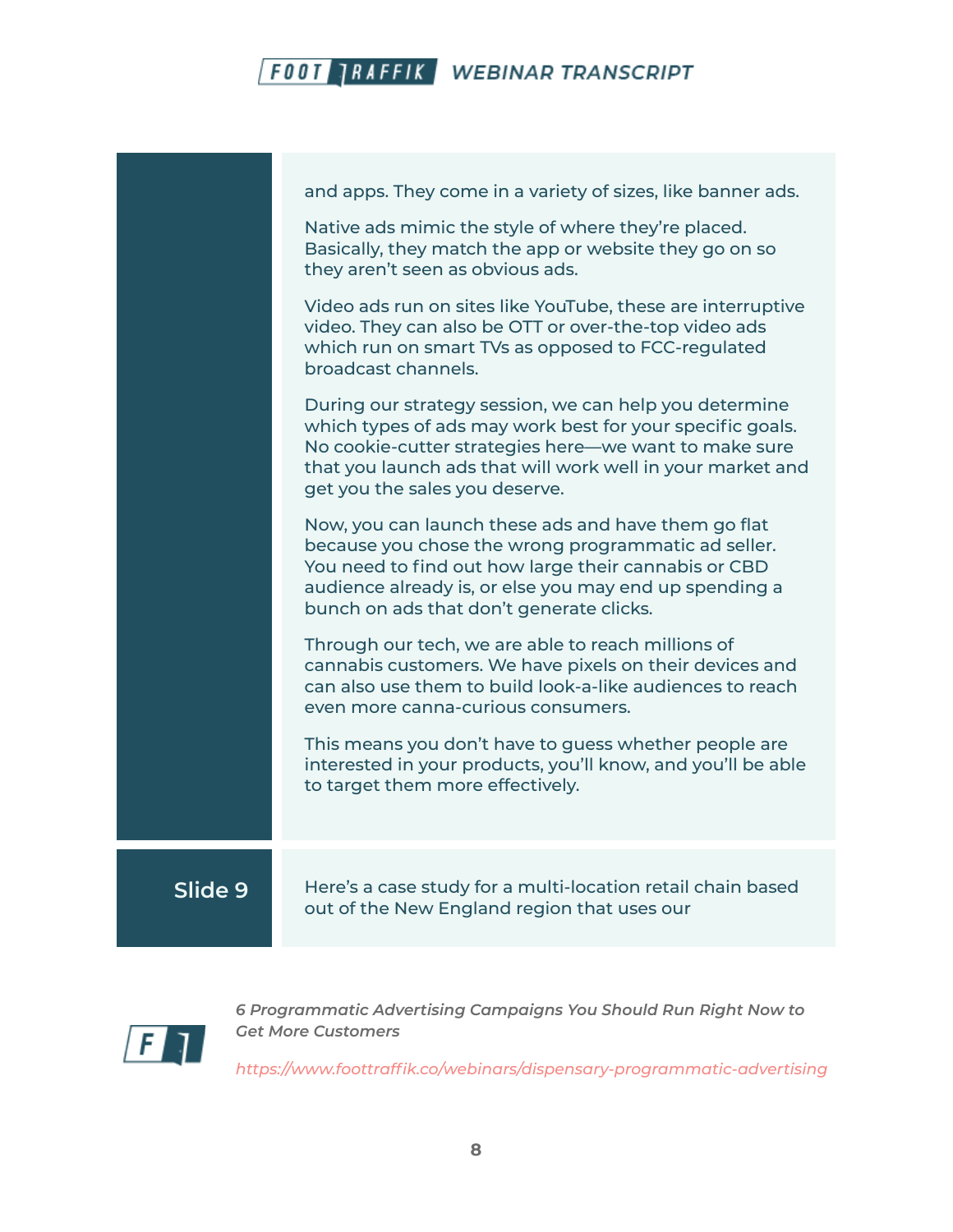and apps. They come in a variety of sizes, like banner ads.

Native ads mimic the style of where they're placed. Basically, they match the app or website they go on so they aren't seen as obvious ads.

Video ads run on sites like YouTube, these are interruptive video. They can also be OTT or over-the-top video ads which run on smart TVs as opposed to FCC-regulated broadcast channels.

During our strategy session, we can help you determine which types of ads may work best for your specific goals. No cookie-cutter strategies here—we want to make sure that you launch ads that will work well in your market and get you the sales you deserve.

Now, you can launch these ads and have them go flat because you chose the wrong programmatic ad seller. You need to find out how large their cannabis or CBD audience already is, or else you may end up spending a bunch on ads that don't generate clicks.

Through our tech, we are able to reach millions of cannabis customers. We have pixels on their devices and can also use them to build look-a-like audiences to reach even more canna-curious consumers.

This means you don't have to guess whether people are interested in your products, you'll know, and you'll be able to target them more effectively.

**Slide 9**

Here's a case study for a multi-location retail chain based out of the New England region that uses our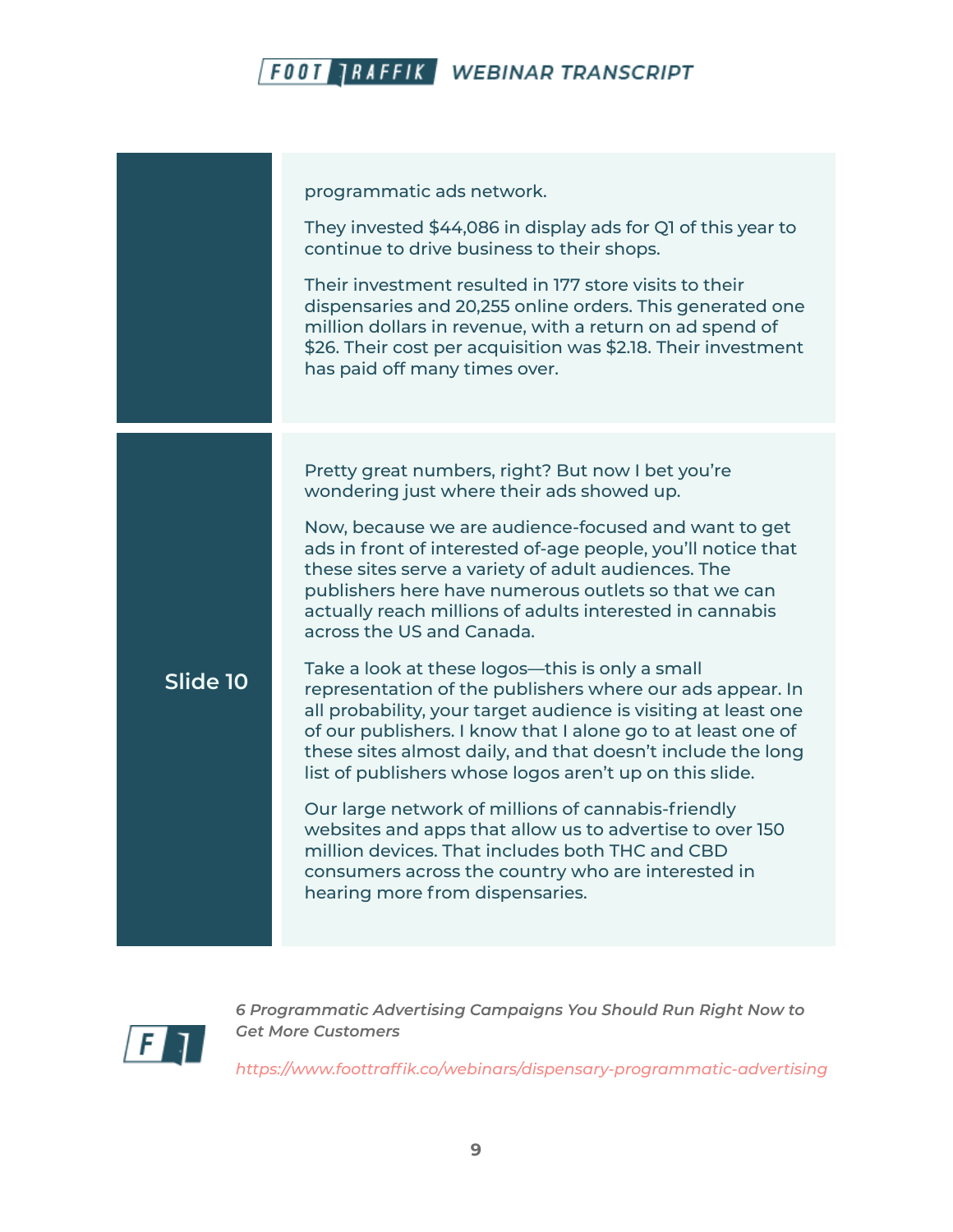programmatic ads network.

They invested $44,086 in display ads for Q1 of this year to continue to drive business to their shops.

Their investment resulted in 177 store visits to their dispensaries and 20,255 online orders. This generated one million dollars in revenue, with a return on ad spend of $26. Their cost per acquisition was $2.18. Their investment has paid off many times over.

**Slide 10**

Pretty great numbers, right? But now I bet you're wondering just where their ads showed up.

Now, because we are audience-focused and want to get ads in front of interested of-age people, you'll notice that these sites serve a variety of adult audiences. The publishers here have numerous outlets so that we can actually reach millions of adults interested in cannabis across the US and Canada.

Take a look at these logos—this is only a small representation of the publishers where our ads appear. In all probability, your target audience is visiting at least one of our publishers. I know that I alone go to at least one of these sites almost daily, and that doesn't include the long list of publishers whose logos aren't up on this slide.

Our large network of millions of cannabis-friendly websites and apps that allow us to advertise to over 150 million devices. That includes both THC and CBD consumers across the country who are interested in hearing more from dispensaries.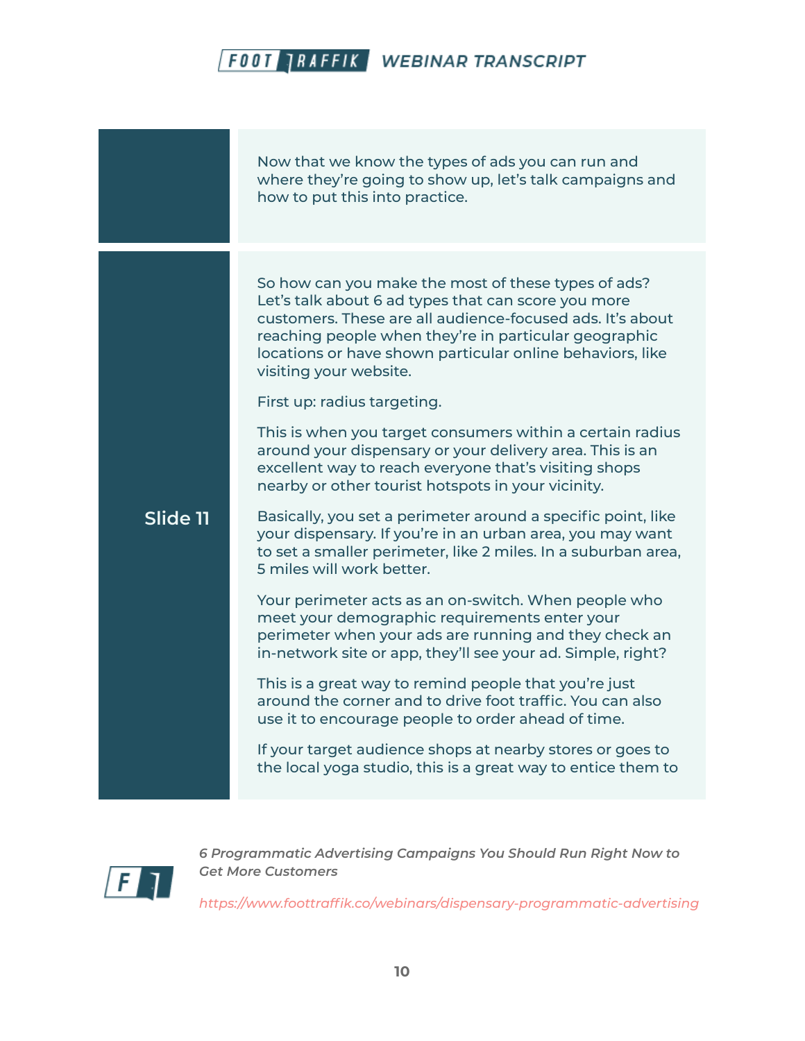Now that we know the types of ads you can run and where they're going to show up, let's talk campaigns and how to put this into practice.

**Slide 11**

So how can you make the most of these types of ads? Let's talk about 6 ad types that can score you more customers. These are all audience-focused ads. It's about reaching people when they're in particular geographic locations or have shown particular online behaviors, like visiting your website.

First up: radius targeting.

This is when you target consumers within a certain radius around your dispensary or your delivery area. This is an excellent way to reach everyone that's visiting shops nearby or other tourist hotspots in your vicinity.

Basically, you set a perimeter around a specific point, like your dispensary. If you're in an urban area, you may want to set a smaller perimeter, like 2 miles. In a suburban area, 5 miles will work better.

Your perimeter acts as an on-switch. When people who meet your demographic requirements enter your perimeter when your ads are running and they check an in-network site or app, they'll see your ad. Simple, right?

This is a great way to remind people that you're just around the corner and to drive foot traffic. You can also use it to encourage people to order ahead of time.

If your target audience shops at nearby stores or goes to the local yoga studio, this is a great way to entice them to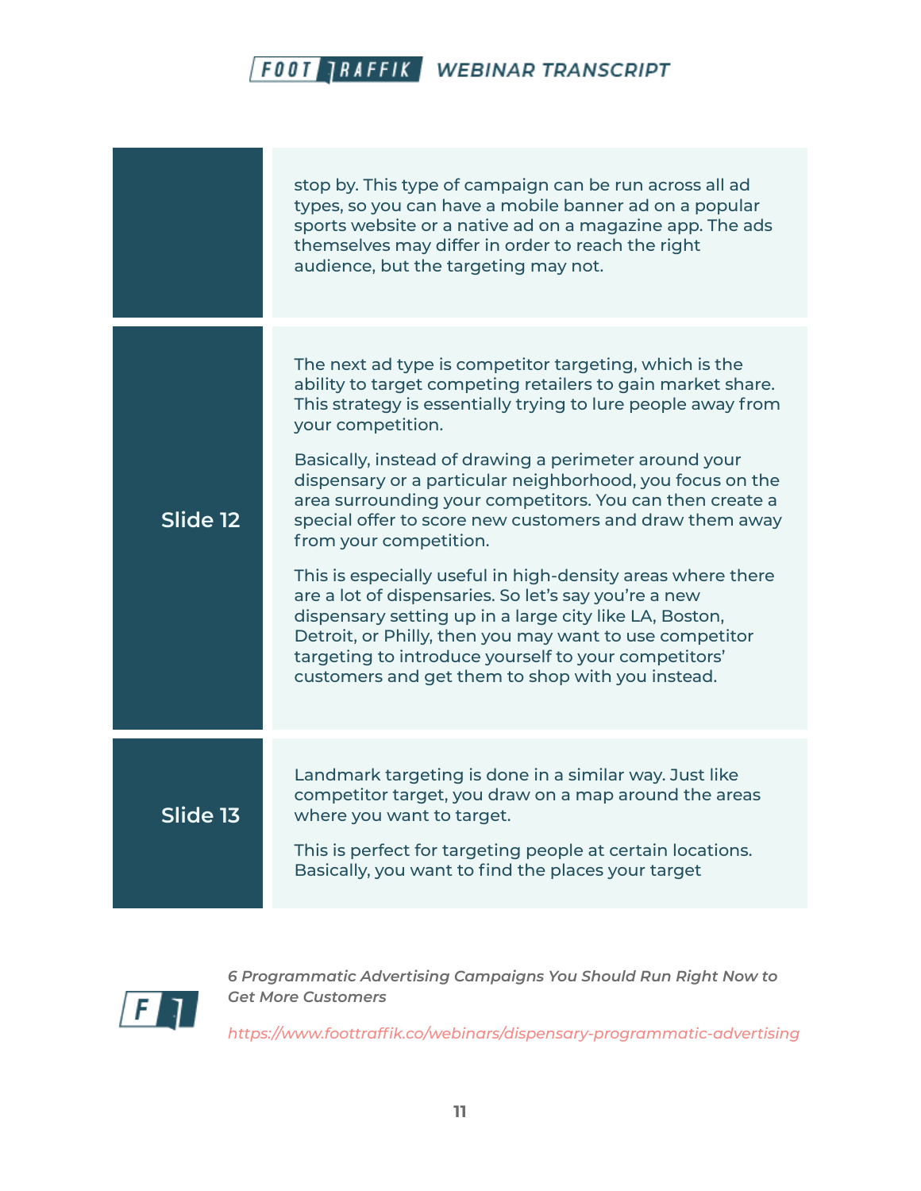| | |
|---|---|
| | stop by. This type of campaign can be run across all ad types, so you can have a mobile banner ad on a popular sports website or a native ad on a magazine app. The ads themselves may differ in order to reach the right audience, but the targeting may not. |
| **Slide 12** | The next ad type is competitor targeting, which is the ability to target competing retailers to gain market share. This strategy is essentially trying to lure people away from your competition.<br><br>Basically, instead of drawing a perimeter around your dispensary or a particular neighborhood, you focus on the area surrounding your competitors. You can then create a special offer to score new customers and draw them away from your competition.<br><br>This is especially useful in high-density areas where there are a lot of dispensaries. So let's say you're a new dispensary setting up in a large city like LA, Boston, Detroit, or Philly, then you may want to use competitor targeting to introduce yourself to your competitors' customers and get them to shop with you instead. |
| **Slide 13** | Landmark targeting is done in a similar way. Just like competitor target, you draw on a map around the areas where you want to target.<br><br>This is perfect for targeting people at certain locations. Basically, you want to find the places your target |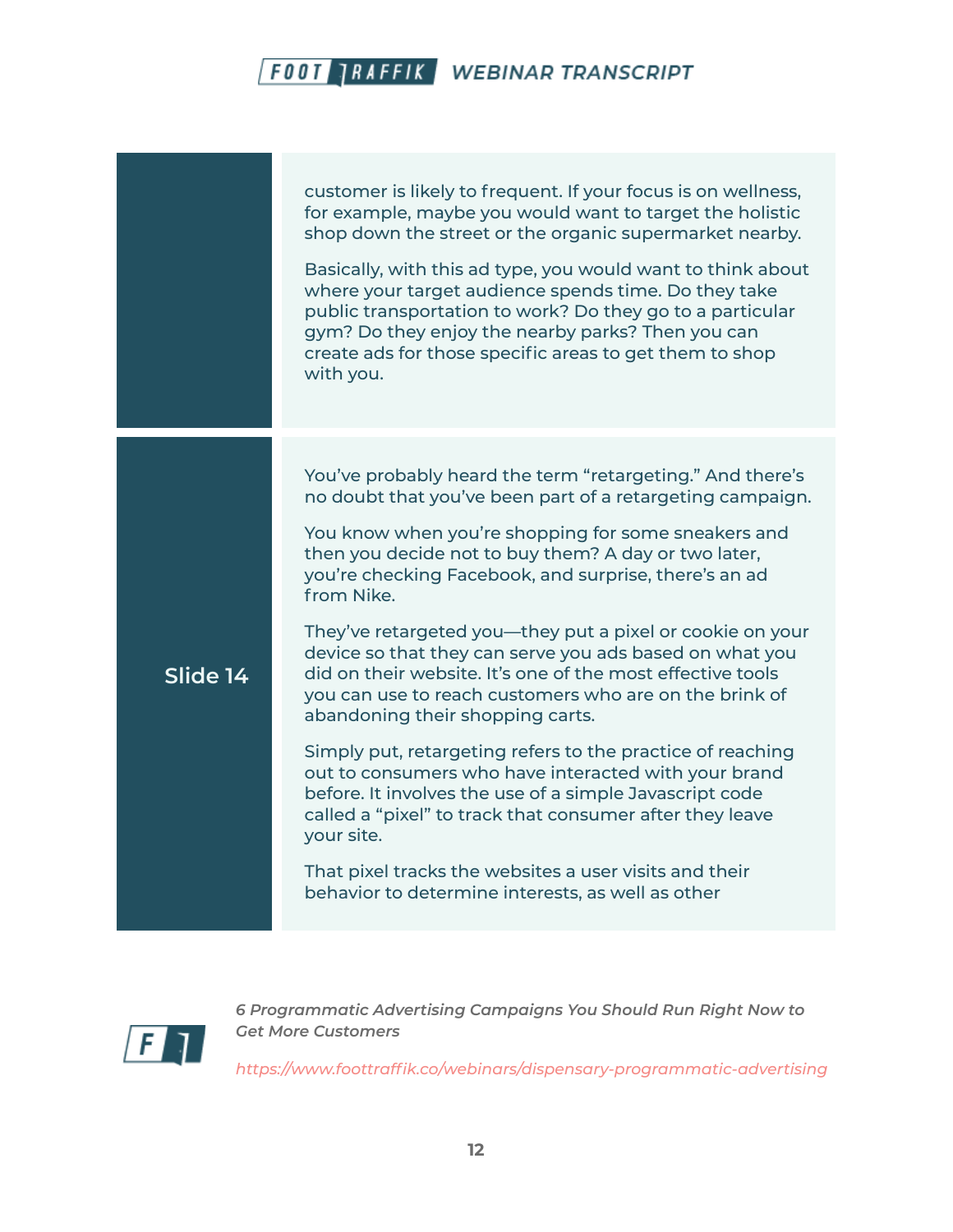customer is likely to frequent. If your focus is on wellness, for example, maybe you would want to target the holistic shop down the street or the organic supermarket nearby.

Basically, with this ad type, you would want to think about where your target audience spends time. Do they take public transportation to work? Do they go to a particular gym? Do they enjoy the nearby parks? Then you can create ads for those specific areas to get them to shop with you.

**Slide 14**

You've probably heard the term "retargeting." And there's no doubt that you've been part of a retargeting campaign.

You know when you're shopping for some sneakers and then you decide not to buy them? A day or two later, you're checking Facebook, and surprise, there's an ad from Nike.

They've retargeted you—they put a pixel or cookie on your device so that they can serve you ads based on what you did on their website. It's one of the most effective tools you can use to reach customers who are on the brink of abandoning their shopping carts.

Simply put, retargeting refers to the practice of reaching out to consumers who have interacted with your brand before. It involves the use of a simple Javascript code called a "pixel" to track that consumer after they leave your site.

That pixel tracks the websites a user visits and their behavior to determine interests, as well as other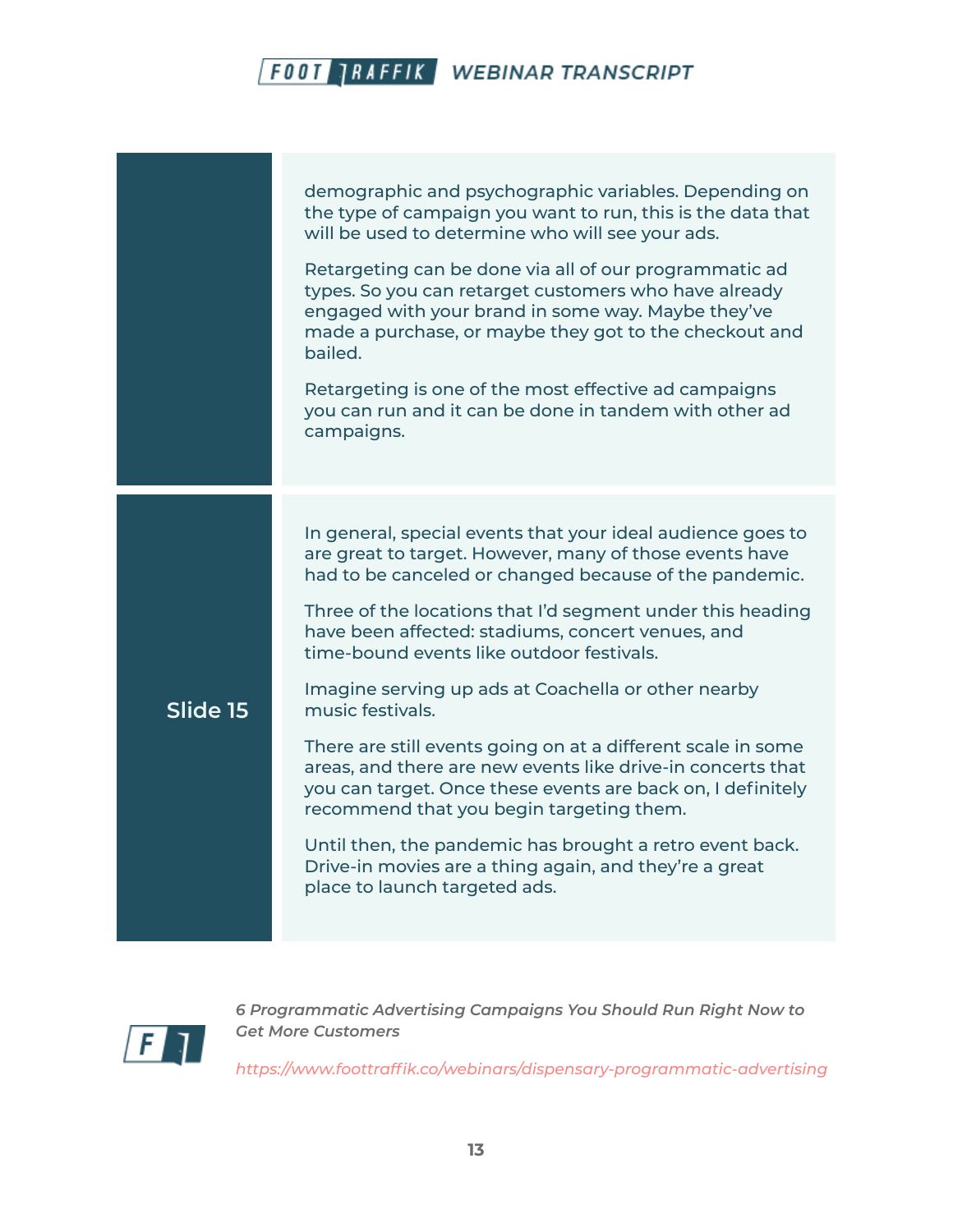demographic and psychographic variables. Depending on the type of campaign you want to run, this is the data that will be used to determine who will see your ads.

Retargeting can be done via all of our programmatic ad types. So you can retarget customers who have already engaged with your brand in some way. Maybe they've made a purchase, or maybe they got to the checkout and bailed.

Retargeting is one of the most effective ad campaigns you can run and it can be done in tandem with other ad campaigns.

**Slide 15**

In general, special events that your ideal audience goes to are great to target. However, many of those events have had to be canceled or changed because of the pandemic.

Three of the locations that I'd segment under this heading have been affected: stadiums, concert venues, and time-bound events like outdoor festivals.

Imagine serving up ads at Coachella or other nearby music festivals.

There are still events going on at a different scale in some areas, and there are new events like drive-in concerts that you can target. Once these events are back on, I definitely recommend that you begin targeting them.

Until then, the pandemic has brought a retro event back. Drive-in movies are a thing again, and they're a great place to launch targeted ads.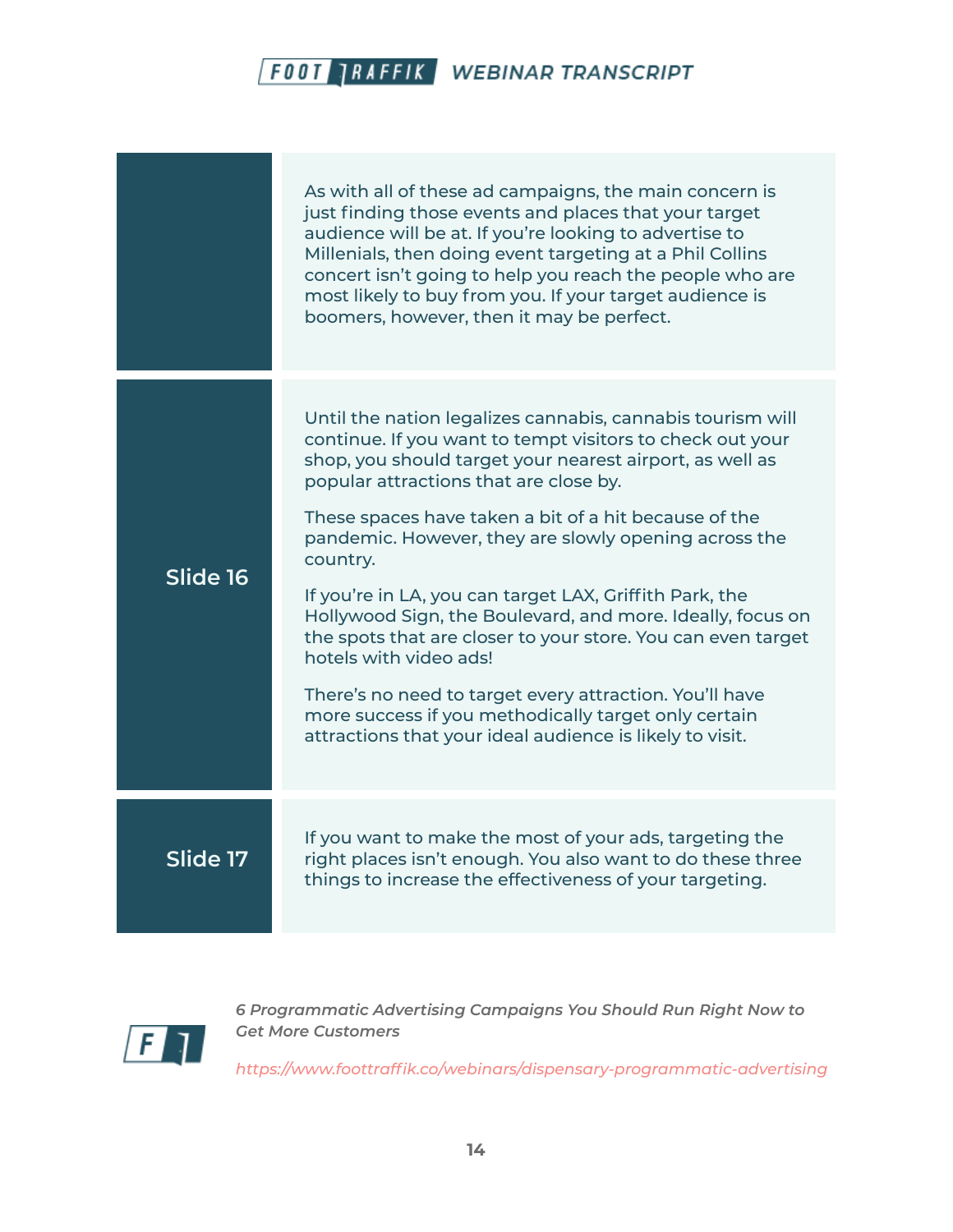| | |
|---|---|
| | As with all of these ad campaigns, the main concern is just finding those events and places that your target audience will be at. If you're looking to advertise to Millenials, then doing event targeting at a Phil Collins concert isn't going to help you reach the people who are most likely to buy from you. If your target audience is boomers, however, then it may be perfect. |
| **Slide 16** | Until the nation legalizes cannabis, cannabis tourism will continue. If you want to tempt visitors to check out your shop, you should target your nearest airport, as well as popular attractions that are close by.<br><br>These spaces have taken a bit of a hit because of the pandemic. However, they are slowly opening across the country.<br><br>If you're in LA, you can target LAX, Griffith Park, the Hollywood Sign, the Boulevard, and more. Ideally, focus on the spots that are closer to your store. You can even target hotels with video ads!<br><br>There's no need to target every attraction. You'll have more success if you methodically target only certain attractions that your ideal audience is likely to visit. |
| **Slide 17** | If you want to make the most of your ads, targeting the right places isn't enough. You also want to do these three things to increase the effectiveness of your targeting. |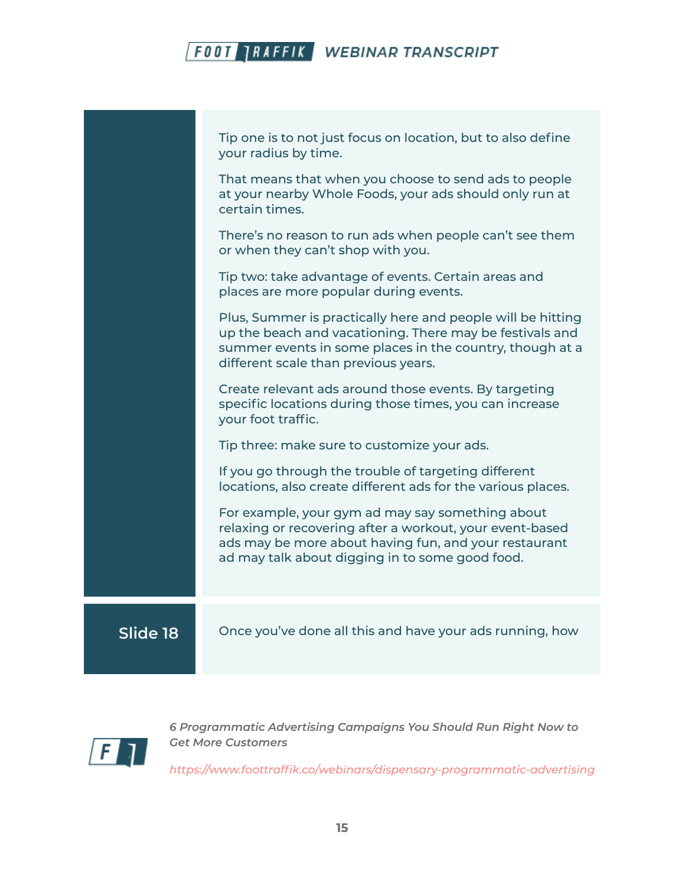Tip one is to not just focus on location, but to also define your radius by time.

That means that when you choose to send ads to people at your nearby Whole Foods, your ads should only run at certain times.

There's no reason to run ads when people can't see them or when they can't shop with you.

Tip two: take advantage of events. Certain areas and places are more popular during events.

Plus, Summer is practically here and people will be hitting up the beach and vacationing. There may be festivals and summer events in some places in the country, though at a different scale than previous years.

Create relevant ads around those events. By targeting specific locations during those times, you can increase your foot traffic.

Tip three: make sure to customize your ads.

If you go through the trouble of targeting different locations, also create different ads for the various places.

For example, your gym ad may say something about relaxing or recovering after a workout, your event-based ads may be more about having fun, and your restaurant ad may talk about digging in to some good food.

**Slide 18**

Once you've done all this and have your ads running, how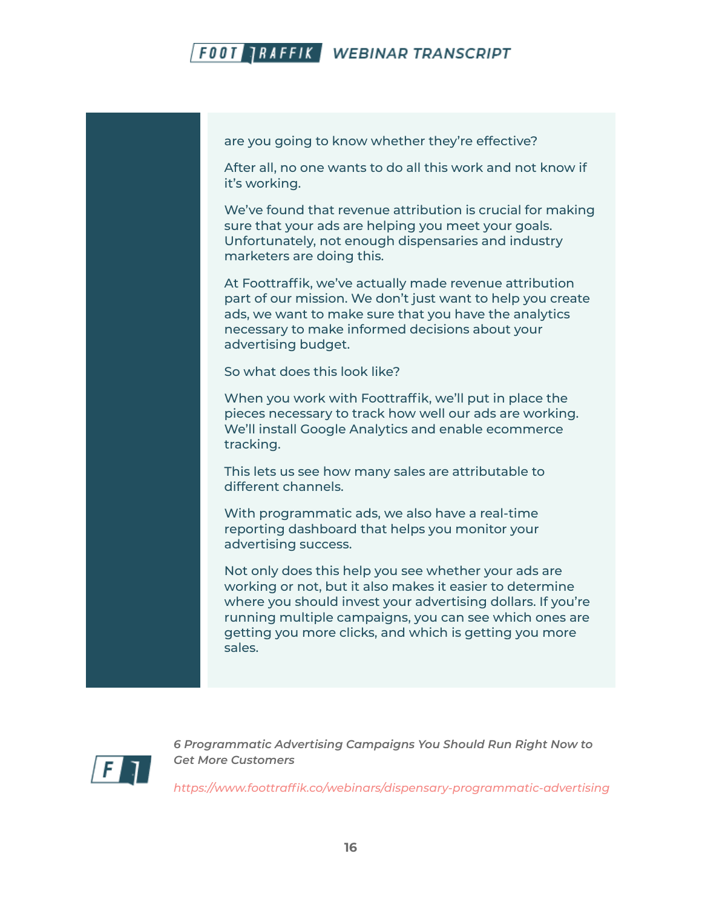are you going to know whether they're effective?

After all, no one wants to do all this work and not know if it's working.

We've found that revenue attribution is crucial for making sure that your ads are helping you meet your goals. Unfortunately, not enough dispensaries and industry marketers are doing this.

At Foottraffik, we've actually made revenue attribution part of our mission. We don't just want to help you create ads, we want to make sure that you have the analytics necessary to make informed decisions about your advertising budget.

So what does this look like?

When you work with Foottraffik, we'll put in place the pieces necessary to track how well our ads are working. We'll install Google Analytics and enable ecommerce tracking.

This lets us see how many sales are attributable to different channels.

With programmatic ads, we also have a real-time reporting dashboard that helps you monitor your advertising success.

Not only does this help you see whether your ads are working or not, but it also makes it easier to determine where you should invest your advertising dollars. If you're running multiple campaigns, you can see which ones are getting you more clicks, and which is getting you more sales.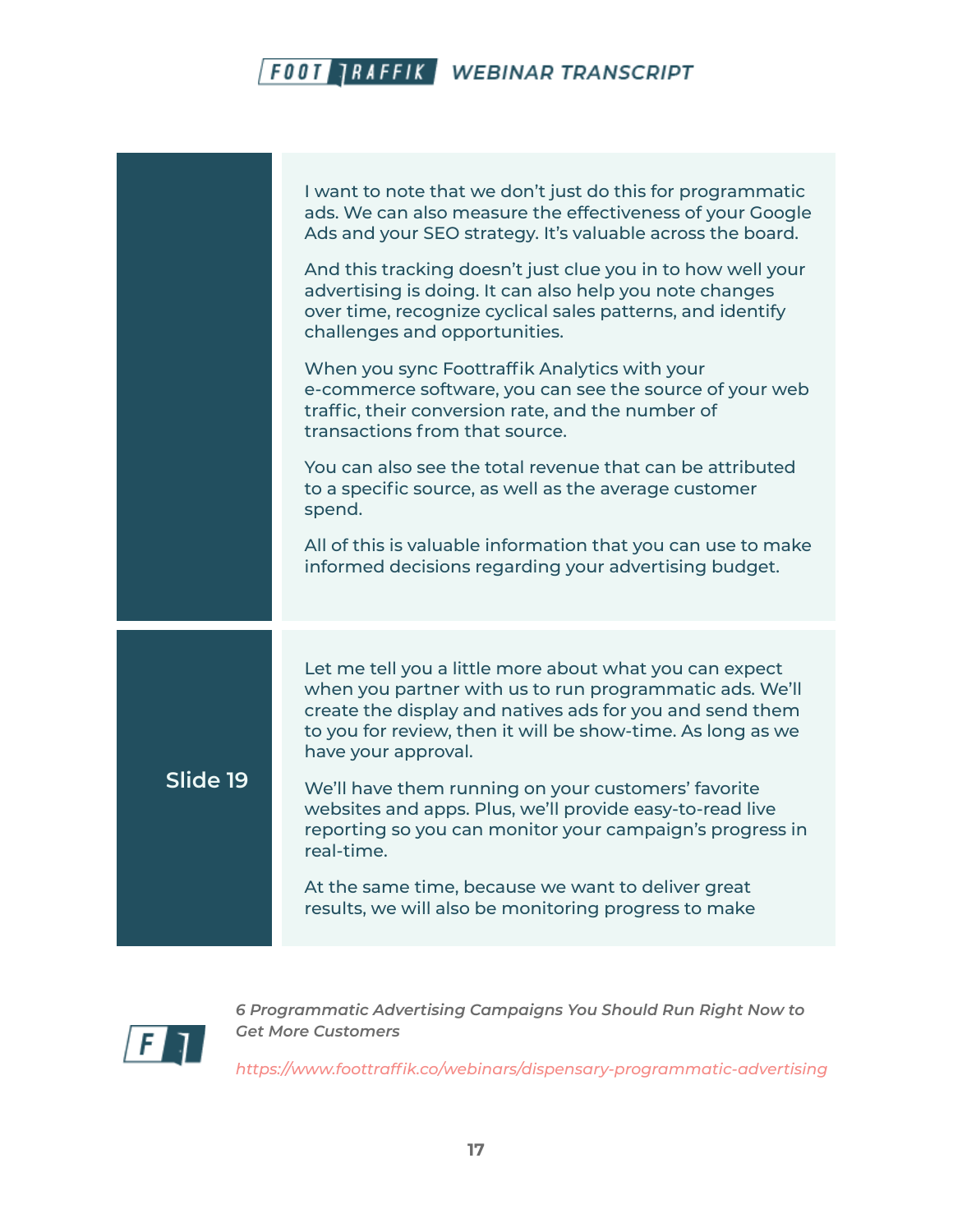I want to note that we don't just do this for programmatic ads. We can also measure the effectiveness of your Google Ads and your SEO strategy. It's valuable across the board.

And this tracking doesn't just clue you in to how well your advertising is doing. It can also help you note changes over time, recognize cyclical sales patterns, and identify challenges and opportunities.

When you sync Foottraffik Analytics with your e-commerce software, you can see the source of your web traffic, their conversion rate, and the number of transactions from that source.

You can also see the total revenue that can be attributed to a specific source, as well as the average customer spend.

All of this is valuable information that you can use to make informed decisions regarding your advertising budget.

**Slide 19**

Let me tell you a little more about what you can expect when you partner with us to run programmatic ads. We'll create the display and natives ads for you and send them to you for review, then it will be show-time. As long as we have your approval.

We'll have them running on your customers' favorite websites and apps. Plus, we'll provide easy-to-read live reporting so you can monitor your campaign's progress in real-time.

At the same time, because we want to deliver great results, we will also be monitoring progress to make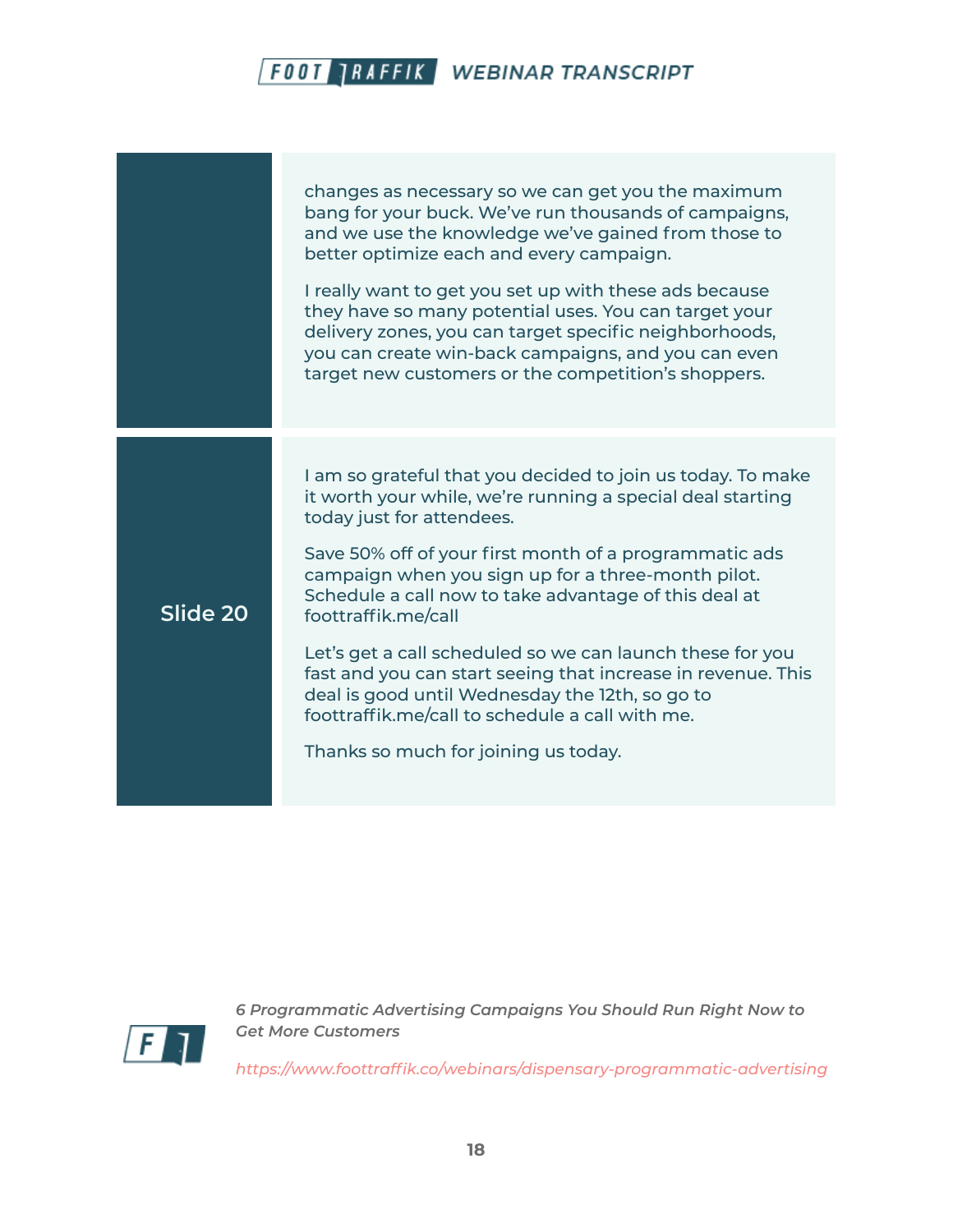changes as necessary so we can get you the maximum bang for your buck. We've run thousands of campaigns, and we use the knowledge we've gained from those to better optimize each and every campaign.

I really want to get you set up with these ads because they have so many potential uses. You can target your delivery zones, you can target specific neighborhoods, you can create win-back campaigns, and you can even target new customers or the competition's shoppers.

**Slide 20**

I am so grateful that you decided to join us today. To make it worth your while, we're running a special deal starting today just for attendees.

Save 50% off of your first month of a programmatic ads campaign when you sign up for a three-month pilot. Schedule a call now to take advantage of this deal at foottraffik.me/call

Let's get a call scheduled so we can launch these for you fast and you can start seeing that increase in revenue. This deal is good until Wednesday the 12th, so go to foottraffik.me/call to schedule a call with me.

Thanks so much for joining us today.